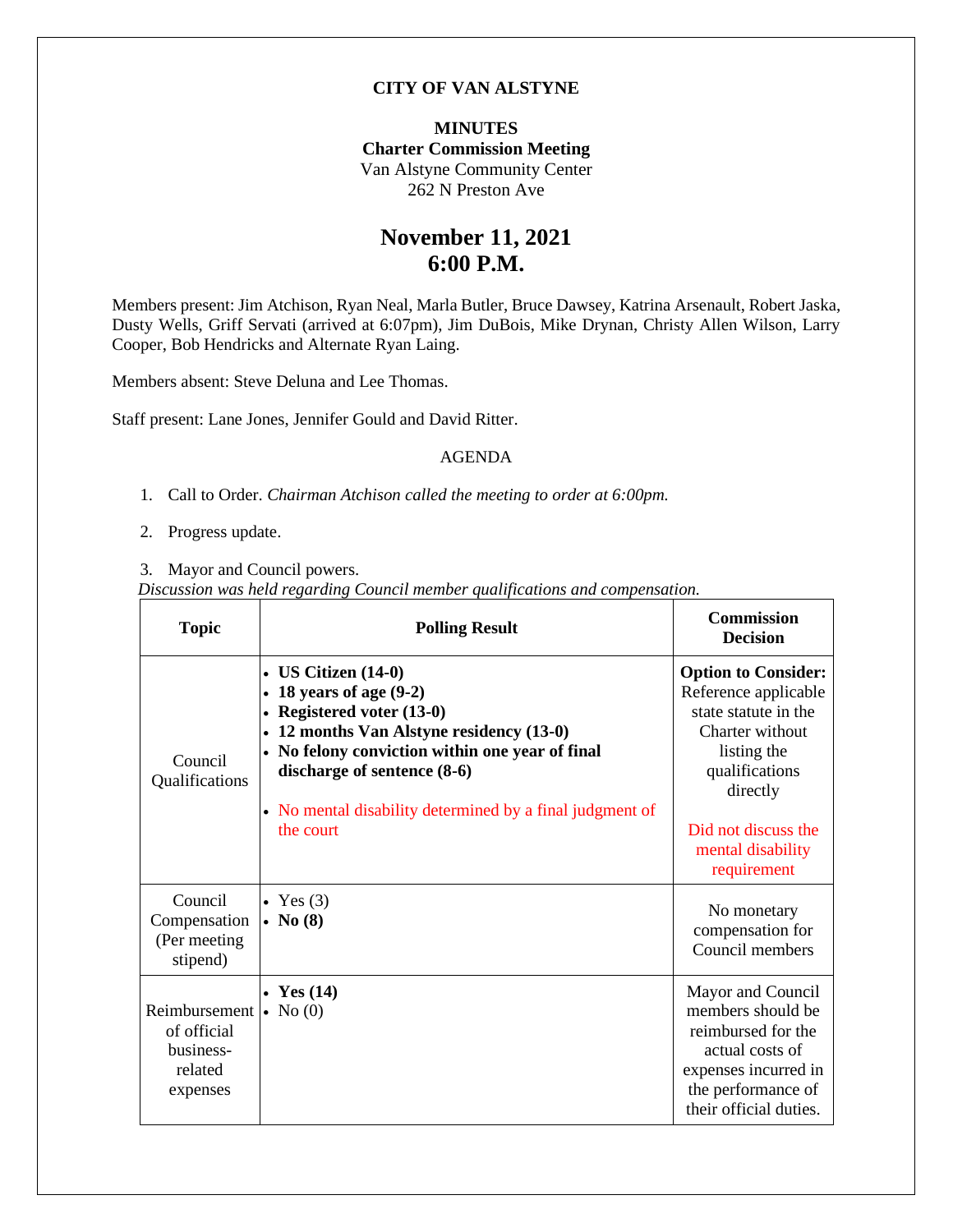**CITY OF VAN ALSTYNE**

**MINUTES**
**Charter Commission Meeting**
Van Alstyne Community Center
262 N Preston Ave

# November 11, 2021
# 6:00 P.M.

Members present: Jim Atchison, Ryan Neal, Marla Butler, Bruce Dawsey, Katrina Arsenault, Robert Jaska, Dusty Wells, Griff Servati (arrived at 6:07pm), Jim DuBois, Mike Drynan, Christy Allen Wilson, Larry Cooper, Bob Hendricks and Alternate Ryan Laing.

Members absent: Steve Deluna and Lee Thomas.

Staff present: Lane Jones, Jennifer Gould and David Ritter.

AGENDA

1. Call to Order. *Chairman Atchison called the meeting to order at 6:00pm.*

2. Progress update.

3. Mayor and Council powers.

*Discussion was held regarding Council member qualifications and compensation.*

| Topic | Polling Result | Commission Decision |
|---|---|---|
| Council Qualifications | • **US Citizen (14-0)**<br>• **18 years of age (9-2)**<br>• **Registered voter (13-0)**<br>• **12 months Van Alstyne residency (13-0)**<br>• **No felony conviction within one year of final discharge of sentence (8-6)**<br>• No mental disability determined by a final judgment of the court | **Option to Consider:** Reference applicable state statute in the Charter without listing the qualifications directly<br><br>Did not discuss the mental disability requirement |
| Council Compensation (Per meeting stipend) | • Yes (3)<br>• **No (8)** | No monetary compensation for Council members |
| Reimbursement of official business-related expenses | • **Yes (14)**<br>• No (0) | Mayor and Council members should be reimbursed for the actual costs of expenses incurred in the performance of their official duties. |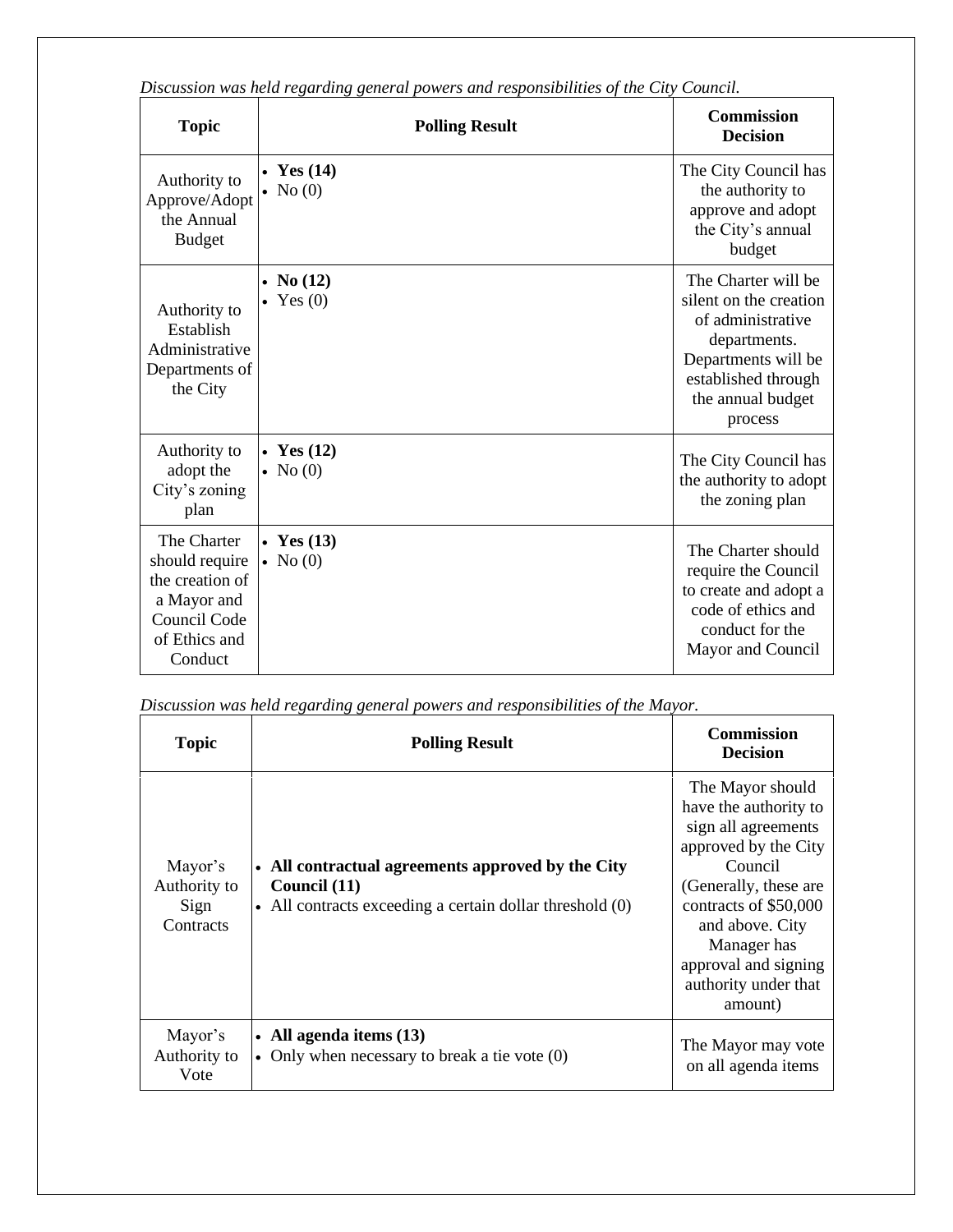*Discussion was held regarding general powers and responsibilities of the City Council.*

| Topic | Polling Result | Commission Decision |
| --- | --- | --- |
| Authority to Approve/Adopt the Annual Budget | • **Yes (14)**<br>• No (0) | The City Council has the authority to approve and adopt the City's annual budget |
| Authority to Establish Administrative Departments of the City | • **No (12)**<br>• Yes (0) | The Charter will be silent on the creation of administrative departments. Departments will be established through the annual budget process |
| Authority to adopt the City's zoning plan | • **Yes (12)**<br>• No (0) | The City Council has the authority to adopt the zoning plan |
| The Charter should require the creation of a Mayor and Council Code of Ethics and Conduct | • **Yes (13)**<br>• No (0) | The Charter should require the Council to create and adopt a code of ethics and conduct for the Mayor and Council |

*Discussion was held regarding general powers and responsibilities of the Mayor.*

| Topic | Polling Result | Commission Decision |
| --- | --- | --- |
| Mayor's Authority to Sign Contracts | • **All contractual agreements approved by the City Council (11)**<br>• All contracts exceeding a certain dollar threshold (0) | The Mayor should have the authority to sign all agreements approved by the City Council (Generally, these are contracts of $50,000 and above. City Manager has approval and signing authority under that amount) |
| Mayor's Authority to Vote | • **All agenda items (13)**<br>• Only when necessary to break a tie vote (0) | The Mayor may vote on all agenda items |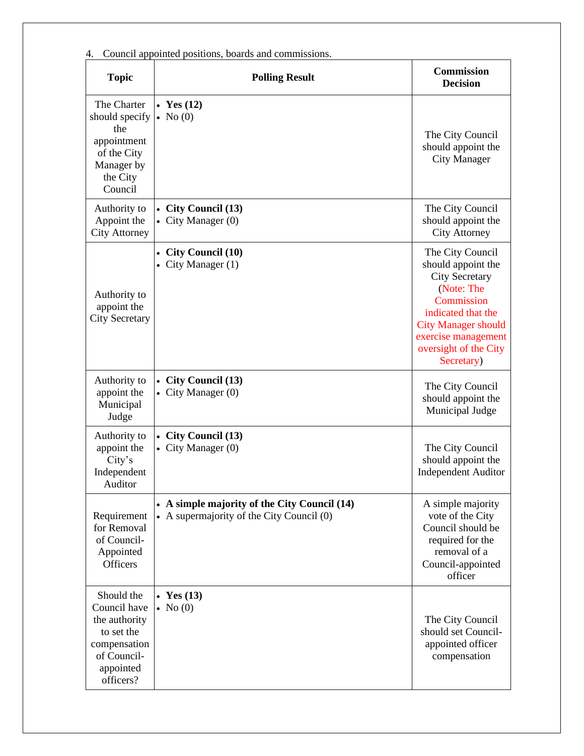4. Council appointed positions, boards and commissions.

| Topic | Polling Result | Commission Decision |
|---|---|---|
| The Charter should specify the appointment of the City Manager by the City Council | • **Yes (12)**<br>• No (0) | The City Council should appoint the City Manager |
| Authority to Appoint the City Attorney | • **City Council (13)**<br>• City Manager (0) | The City Council should appoint the City Attorney |
| Authority to appoint the City Secretary | • **City Council (10)**<br>• City Manager (1) | The City Council should appoint the City Secretary (Note: The Commission indicated that the City Manager should exercise management oversight of the City Secretary) |
| Authority to appoint the Municipal Judge | • **City Council (13)**<br>• City Manager (0) | The City Council should appoint the Municipal Judge |
| Authority to appoint the City's Independent Auditor | • **City Council (13)**<br>• City Manager (0) | The City Council should appoint the Independent Auditor |
| Requirement for Removal of Council-Appointed Officers | • **A simple majority of the City Council (14)**<br>• A supermajority of the City Council (0) | A simple majority vote of the City Council should be required for the removal of a Council-appointed officer |
| Should the Council have the authority to set the compensation of Council-appointed officers? | • **Yes (13)**<br>• No (0) | The City Council should set Council-appointed officer compensation |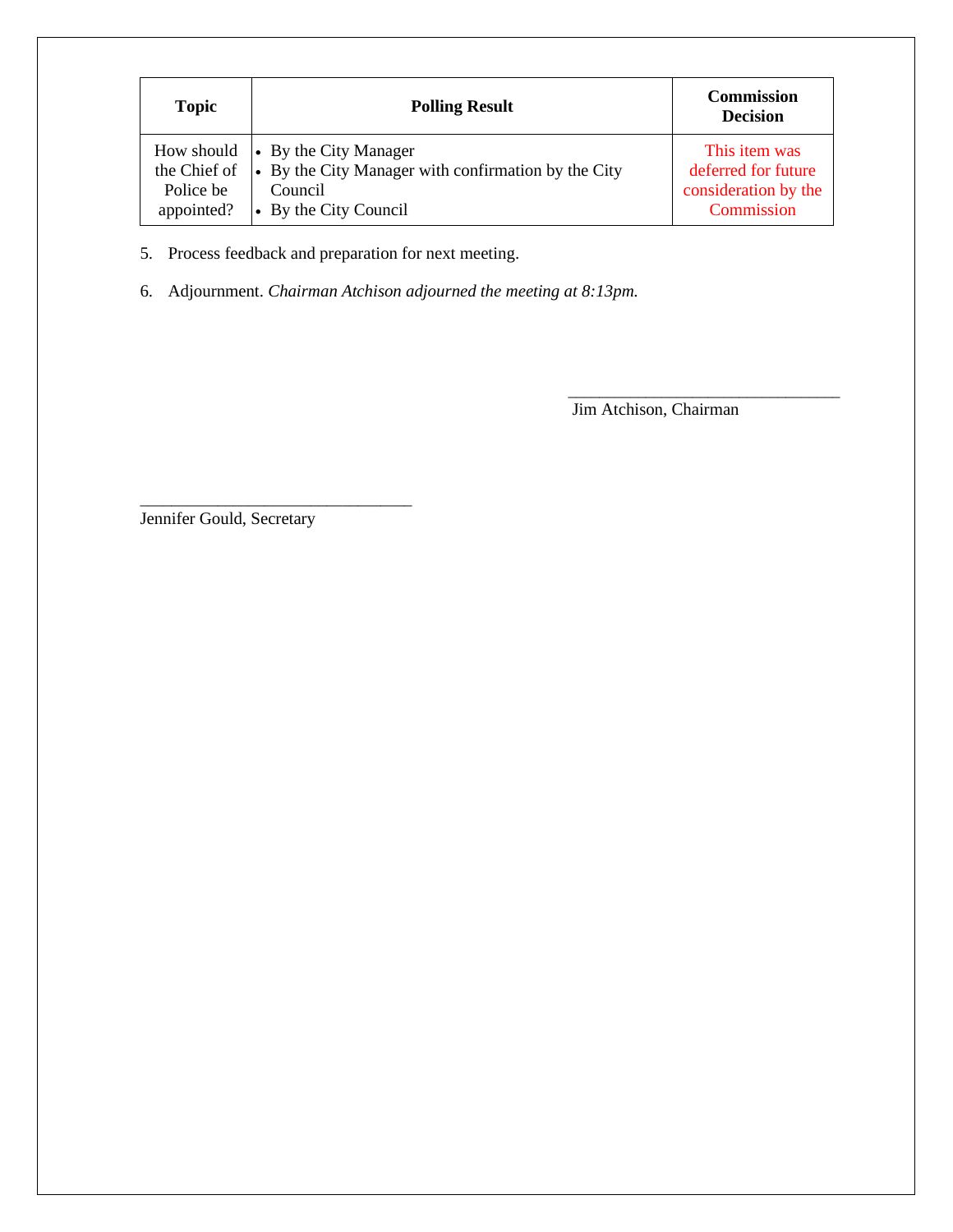| Topic | Polling Result | Commission Decision |
|---|---|---|
| How should the Chief of Police be appointed? | • By the City Manager<br>• By the City Manager with confirmation by the City Council<br>• By the City Council | This item was deferred for future consideration by the Commission |

5. Process feedback and preparation for next meeting.

6. Adjournment. *Chairman Atchison adjourned the meeting at 8:13pm.*

\_\_\_\_\_\_\_\_\_\_\_\_\_\_\_\_\_\_\_\_\_\_\_\_\_\_\_\_\_\_\_\_\_
Jim Atchison, Chairman

\_\_\_\_\_\_\_\_\_\_\_\_\_\_\_\_\_\_\_\_\_\_\_\_\_\_\_\_\_\_\_\_\_
Jennifer Gould, Secretary